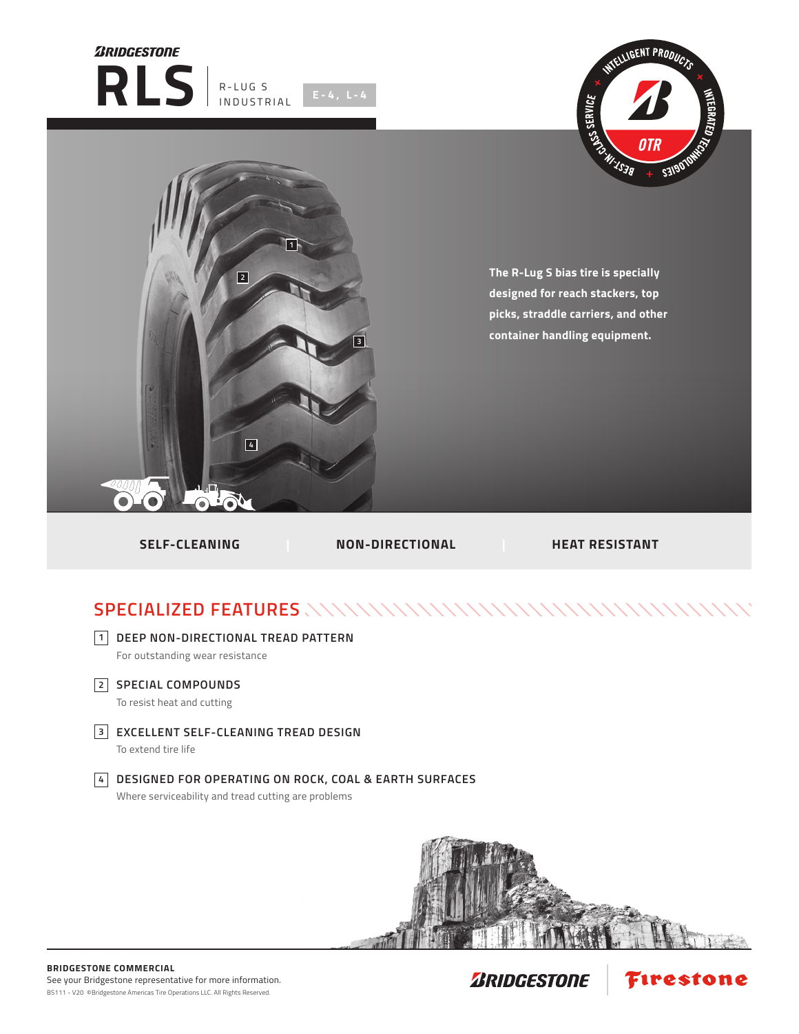BRIDGESTONE

# RLS

R-LUG S INDUSTRIAL

E-4, L-4

INTELLIGENT PRODUCTS + INTEGRATED TECHNOLOGIES + BEST-IN-CLASS SERVICE

OTR

**The R-Lug S bias tire is specially designed for reach stackers, top picks, straddle carriers, and other container handling equipment.**

**SELF-CLEANING** | **NON-DIRECTIONAL** | **HEAT RESISTANT**

## SPECIALIZED FEATURES

1. **DEEP NON-DIRECTIONAL TREAD PATTERN**
   For outstanding wear resistance

2. **SPECIAL COMPOUNDS**
   To resist heat and cutting

3. **EXCELLENT SELF-CLEANING TREAD DESIGN**
   To extend tire life

4. **DESIGNED FOR OPERATING ON ROCK, COAL & EARTH SURFACES**
   Where serviceability and tread cutting are problems

**BRIDGESTONE COMMERCIAL**
See your Bridgestone representative for more information.
BS111 - V20 ©Bridgestone Americas Tire Operations LLC. All Rights Reserved.

BRIDGESTONE | Firestone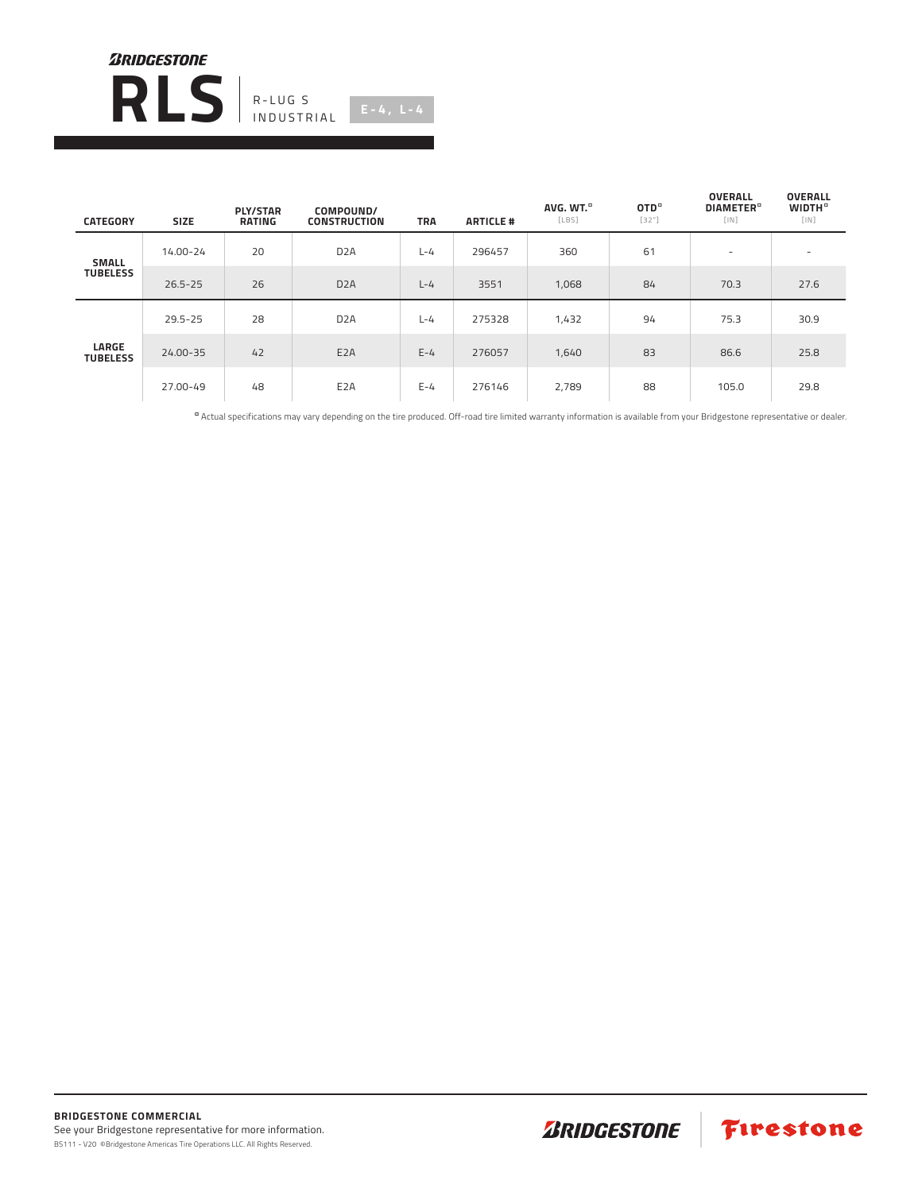BRIDGESTONE

# RLS

R-LUG S
INDUSTRIAL

**E-4, L-4**

| CATEGORY | SIZE | PLY/STAR RATING | COMPOUND/ CONSTRUCTION | TRA | ARTICLE # | AVG. WT.▫ [LBS] | OTD▫ [32"] | OVERALL DIAMETER▫ [IN] | OVERALL WIDTH▫ [IN] |
|---|---|---|---|---|---|---|---|---|---|
| **SMALL TUBELESS** | 14.00-24 | 20 | D2A | L-4 | 296457 | 360 | 61 | - | - |
| | 26.5-25 | 26 | D2A | L-4 | 3551 | 1,068 | 84 | 70.3 | 27.6 |
| **LARGE TUBELESS** | 29.5-25 | 28 | D2A | L-4 | 275328 | 1,432 | 94 | 75.3 | 30.9 |
| | 24.00-35 | 42 | E2A | E-4 | 276057 | 1,640 | 83 | 86.6 | 25.8 |
| | 27.00-49 | 48 | E2A | E-4 | 276146 | 2,789 | 88 | 105.0 | 29.8 |

▫ Actual specifications may vary depending on the tire produced. Off-road tire limited warranty information is available from your Bridgestone representative or dealer.

**BRIDGESTONE COMMERCIAL**

See your Bridgestone representative for more information.

BS111 - V20 ©Bridgestone Americas Tire Operations LLC. All Rights Reserved.

BRIDGESTONE | Firestone